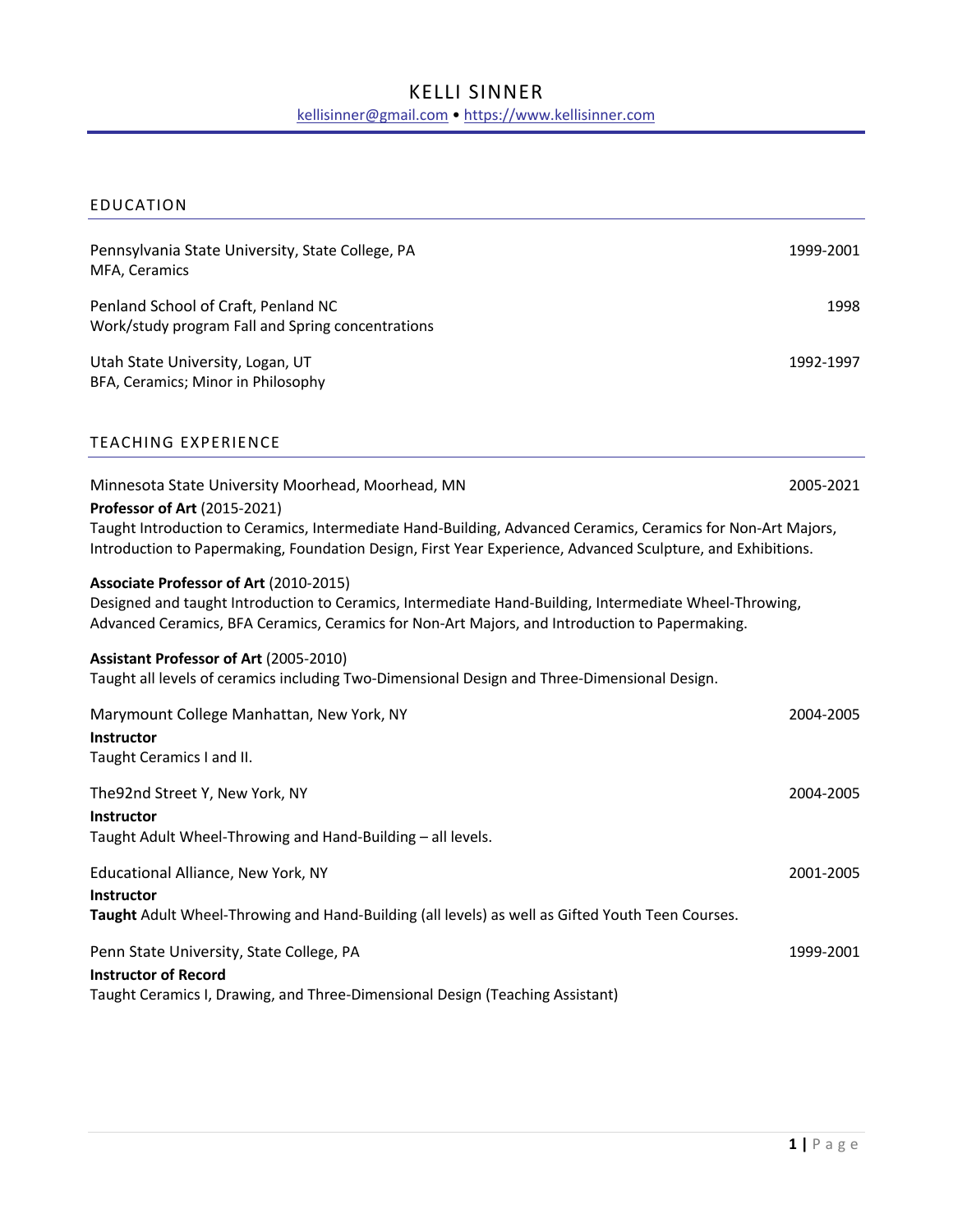# KELLI SINNER

kellisinner@gmail.com • https://www.kellisinner.com

## EDUCATION

Pennsylvania State University, State College, PA — 1999-2001
MFA, Ceramics

Penland School of Craft, Penland NC — 1998
Work/study program Fall and Spring concentrations

Utah State University, Logan, UT — 1992-1997
BFA, Ceramics; Minor in Philosophy

## TEACHING EXPERIENCE

Minnesota State University Moorhead, Moorhead, MN — 2005-2021

**Professor of Art** (2015-2021)
Taught Introduction to Ceramics, Intermediate Hand-Building, Advanced Ceramics, Ceramics for Non-Art Majors, Introduction to Papermaking, Foundation Design, First Year Experience, Advanced Sculpture, and Exhibitions.

**Associate Professor of Art** (2010-2015)
Designed and taught Introduction to Ceramics, Intermediate Hand-Building, Intermediate Wheel-Throwing, Advanced Ceramics, BFA Ceramics, Ceramics for Non-Art Majors, and Introduction to Papermaking.

**Assistant Professor of Art** (2005-2010)
Taught all levels of ceramics including Two-Dimensional Design and Three-Dimensional Design.

Marymount College Manhattan, New York, NY — 2004-2005
**Instructor**
Taught Ceramics I and II.

The92nd Street Y, New York, NY — 2004-2005
**Instructor**
Taught Adult Wheel-Throwing and Hand-Building – all levels.

Educational Alliance, New York, NY — 2001-2005
**Instructor**
**Taught** Adult Wheel-Throwing and Hand-Building (all levels) as well as Gifted Youth Teen Courses.

Penn State University, State College, PA — 1999-2001
**Instructor of Record**
Taught Ceramics I, Drawing, and Three-Dimensional Design (Teaching Assistant)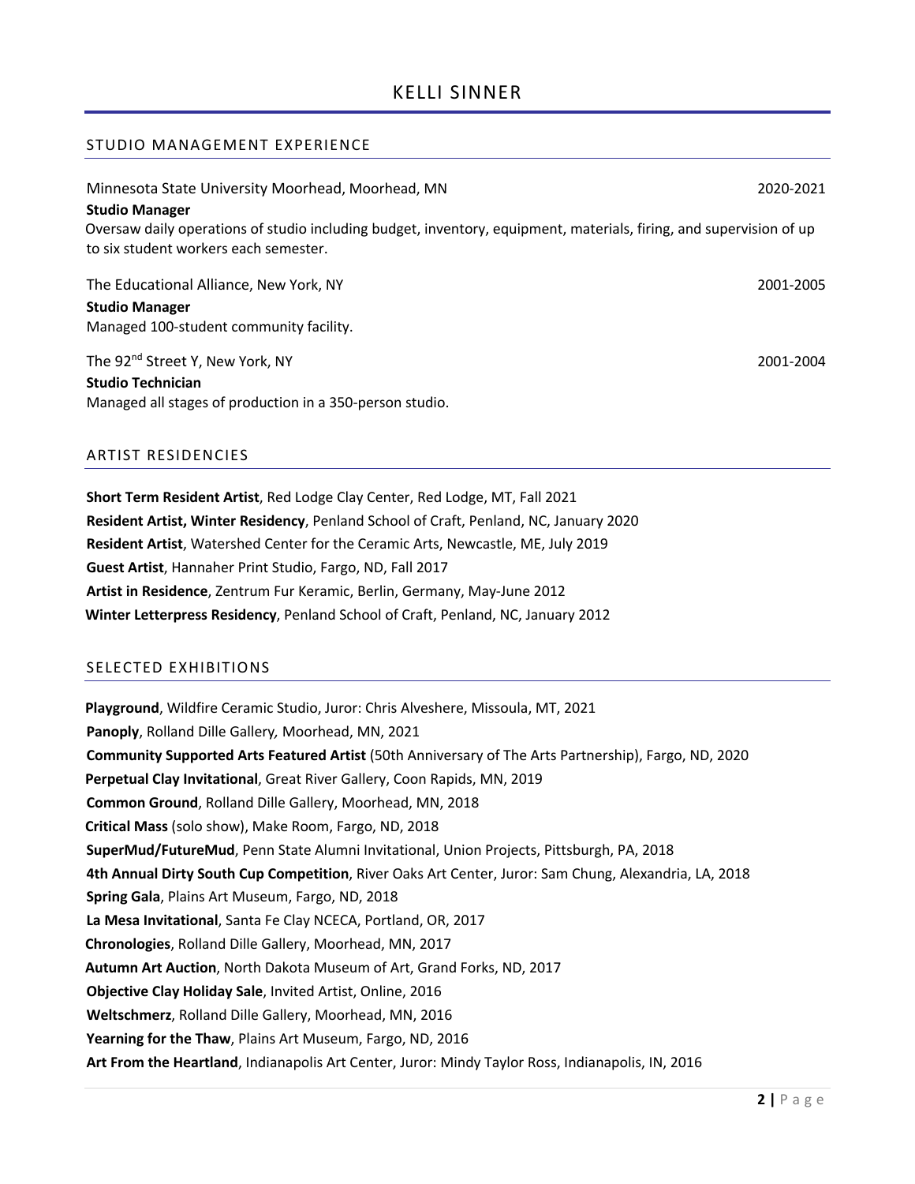## STUDIO MANAGEMENT EXPERIENCE

Minnesota State University Moorhead, Moorhead, MN — 2020-2021
**Studio Manager**
Oversaw daily operations of studio including budget, inventory, equipment, materials, firing, and supervision of up to six student workers each semester.

The Educational Alliance, New York, NY — 2001-2005
**Studio Manager**
Managed 100-student community facility.

The 92nd Street Y, New York, NY — 2001-2004
**Studio Technician**
Managed all stages of production in a 350-person studio.

## ARTIST RESIDENCIES

**Short Term Resident Artist**, Red Lodge Clay Center, Red Lodge, MT, Fall 2021
**Resident Artist, Winter Residency**, Penland School of Craft, Penland, NC, January 2020
**Resident Artist**, Watershed Center for the Ceramic Arts, Newcastle, ME, July 2019
**Guest Artist**, Hannaher Print Studio, Fargo, ND, Fall 2017
**Artist in Residence**, Zentrum Fur Keramic, Berlin, Germany, May-June 2012
**Winter Letterpress Residency**, Penland School of Craft, Penland, NC, January 2012

## SELECTED EXHIBITIONS

**Playground**, Wildfire Ceramic Studio, Juror: Chris Alveshere, Missoula, MT, 2021
**Panoply**, Rolland Dille Gallery, Moorhead, MN, 2021
**Community Supported Arts Featured Artist** (50th Anniversary of The Arts Partnership), Fargo, ND, 2020
**Perpetual Clay Invitational**, Great River Gallery, Coon Rapids, MN, 2019
**Common Ground**, Rolland Dille Gallery, Moorhead, MN, 2018
**Critical Mass** (solo show), Make Room, Fargo, ND, 2018
**SuperMud/FutureMud**, Penn State Alumni Invitational, Union Projects, Pittsburgh, PA, 2018
**4th Annual Dirty South Cup Competition**, River Oaks Art Center, Juror: Sam Chung, Alexandria, LA, 2018
**Spring Gala**, Plains Art Museum, Fargo, ND, 2018
**La Mesa Invitational**, Santa Fe Clay NCECA, Portland, OR, 2017
**Chronologies**, Rolland Dille Gallery, Moorhead, MN, 2017
**Autumn Art Auction**, North Dakota Museum of Art, Grand Forks, ND, 2017
**Objective Clay Holiday Sale**, Invited Artist, Online, 2016
**Weltschmerz**, Rolland Dille Gallery, Moorhead, MN, 2016
**Yearning for the Thaw**, Plains Art Museum, Fargo, ND, 2016
**Art From the Heartland**, Indianapolis Art Center, Juror: Mindy Taylor Ross, Indianapolis, IN, 2016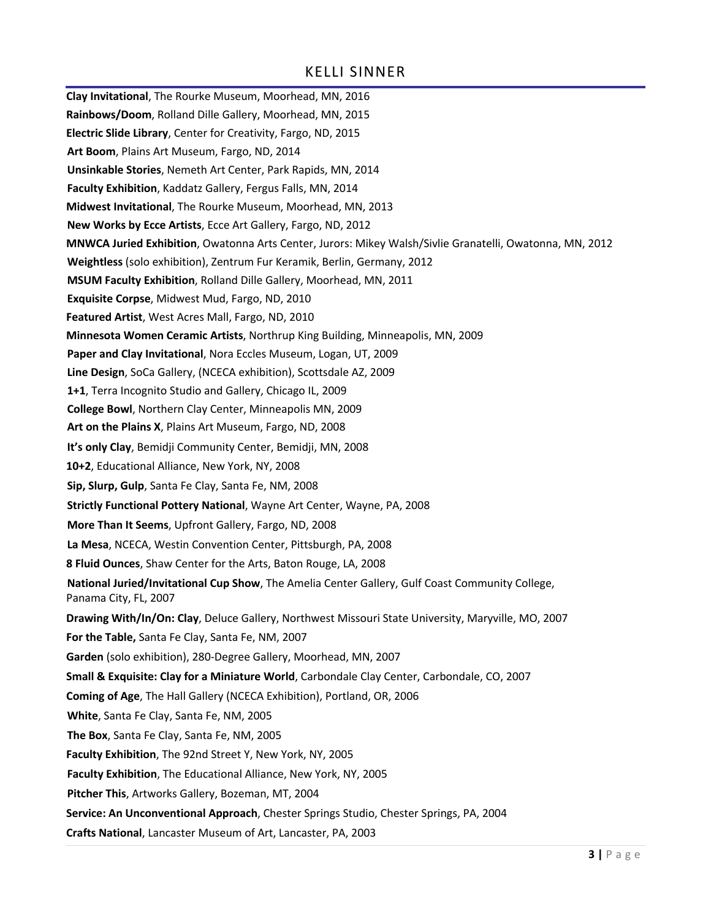**Clay Invitational**, The Rourke Museum, Moorhead, MN, 2016

**Rainbows/Doom**, Rolland Dille Gallery, Moorhead, MN, 2015

**Electric Slide Library**, Center for Creativity, Fargo, ND, 2015

**Art Boom**, Plains Art Museum, Fargo, ND, 2014

**Unsinkable Stories**, Nemeth Art Center, Park Rapids, MN, 2014

**Faculty Exhibition**, Kaddatz Gallery, Fergus Falls, MN, 2014

**Midwest Invitational**, The Rourke Museum, Moorhead, MN, 2013

**New Works by Ecce Artists**, Ecce Art Gallery, Fargo, ND, 2012

**MNWCA Juried Exhibition**, Owatonna Arts Center, Jurors: Mikey Walsh/Sivlie Granatelli, Owatonna, MN, 2012

**Weightless** (solo exhibition), Zentrum Fur Keramik, Berlin, Germany, 2012

**MSUM Faculty Exhibition**, Rolland Dille Gallery, Moorhead, MN, 2011

**Exquisite Corpse**, Midwest Mud, Fargo, ND, 2010

**Featured Artist**, West Acres Mall, Fargo, ND, 2010

**Minnesota Women Ceramic Artists**, Northrup King Building, Minneapolis, MN, 2009

**Paper and Clay Invitational**, Nora Eccles Museum, Logan, UT, 2009

**Line Design**, SoCa Gallery, (NCECA exhibition), Scottsdale AZ, 2009

**1+1**, Terra Incognito Studio and Gallery, Chicago IL, 2009

**College Bowl**, Northern Clay Center, Minneapolis MN, 2009

**Art on the Plains X**, Plains Art Museum, Fargo, ND, 2008

**It's only Clay**, Bemidji Community Center, Bemidji, MN, 2008

**10+2**, Educational Alliance, New York, NY, 2008

**Sip, Slurp, Gulp**, Santa Fe Clay, Santa Fe, NM, 2008

**Strictly Functional Pottery National**, Wayne Art Center, Wayne, PA, 2008

**More Than It Seems**, Upfront Gallery, Fargo, ND, 2008

**La Mesa**, NCECA, Westin Convention Center, Pittsburgh, PA, 2008

**8 Fluid Ounces**, Shaw Center for the Arts, Baton Rouge, LA, 2008

**National Juried/Invitational Cup Show**, The Amelia Center Gallery, Gulf Coast Community College, Panama City, FL, 2007

**Drawing With/In/On: Clay**, Deluce Gallery, Northwest Missouri State University, Maryville, MO, 2007

**For the Table,** Santa Fe Clay, Santa Fe, NM, 2007

**Garden** (solo exhibition), 280-Degree Gallery, Moorhead, MN, 2007

**Small & Exquisite: Clay for a Miniature World**, Carbondale Clay Center, Carbondale, CO, 2007

**Coming of Age**, The Hall Gallery (NCECA Exhibition), Portland, OR, 2006

**White**, Santa Fe Clay, Santa Fe, NM, 2005

**The Box**, Santa Fe Clay, Santa Fe, NM, 2005

**Faculty Exhibition**, The 92nd Street Y, New York, NY, 2005

**Faculty Exhibition**, The Educational Alliance, New York, NY, 2005

**Pitcher This**, Artworks Gallery, Bozeman, MT, 2004

**Service: An Unconventional Approach**, Chester Springs Studio, Chester Springs, PA, 2004

**Crafts National**, Lancaster Museum of Art, Lancaster, PA, 2003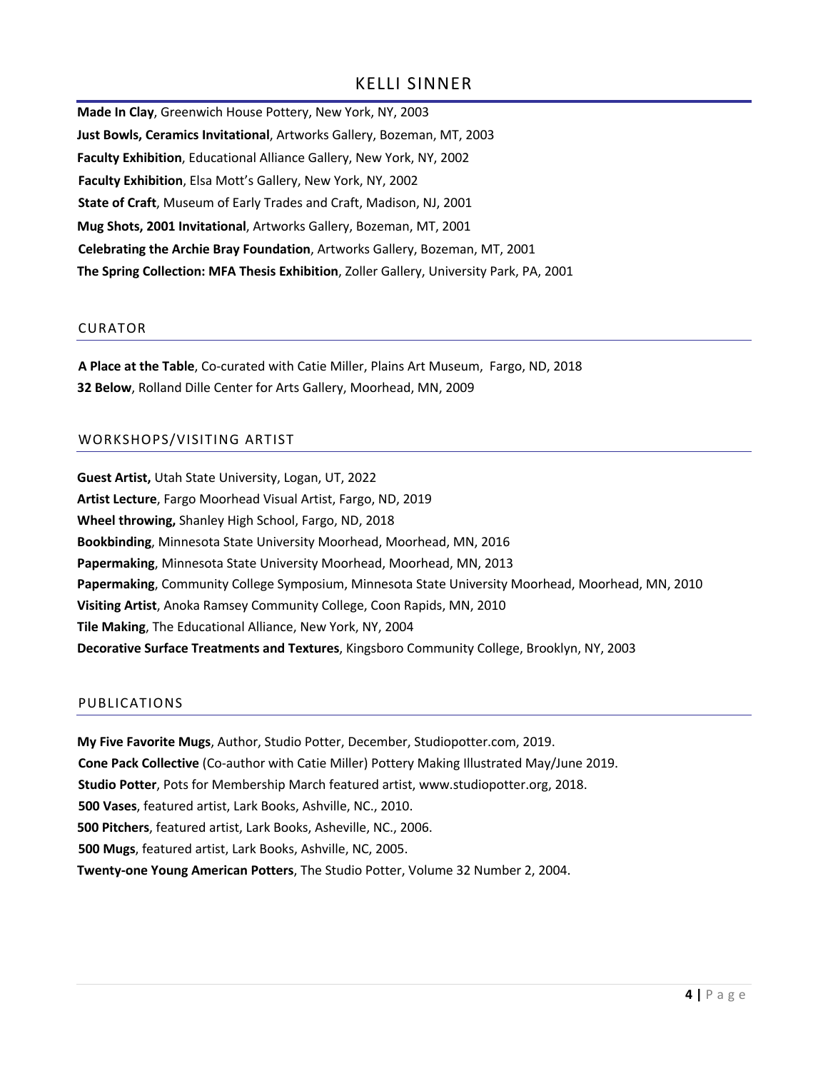**Made In Clay**, Greenwich House Pottery, New York, NY, 2003

**Just Bowls, Ceramics Invitational**, Artworks Gallery, Bozeman, MT, 2003

**Faculty Exhibition**, Educational Alliance Gallery, New York, NY, 2002

**Faculty Exhibition**, Elsa Mott's Gallery, New York, NY, 2002

**State of Craft**, Museum of Early Trades and Craft, Madison, NJ, 2001

**Mug Shots, 2001 Invitational**, Artworks Gallery, Bozeman, MT, 2001

**Celebrating the Archie Bray Foundation**, Artworks Gallery, Bozeman, MT, 2001

**The Spring Collection: MFA Thesis Exhibition**, Zoller Gallery, University Park, PA, 2001

## CURATOR

**A Place at the Table**, Co-curated with Catie Miller, Plains Art Museum, Fargo, ND, 2018

**32 Below**, Rolland Dille Center for Arts Gallery, Moorhead, MN, 2009

## WORKSHOPS/VISITING ARTIST

**Guest Artist,** Utah State University, Logan, UT, 2022

**Artist Lecture**, Fargo Moorhead Visual Artist, Fargo, ND, 2019

**Wheel throwing,** Shanley High School, Fargo, ND, 2018

**Bookbinding**, Minnesota State University Moorhead, Moorhead, MN, 2016

**Papermaking**, Minnesota State University Moorhead, Moorhead, MN, 2013

**Papermaking**, Community College Symposium, Minnesota State University Moorhead, Moorhead, MN, 2010

**Visiting Artist**, Anoka Ramsey Community College, Coon Rapids, MN, 2010

**Tile Making**, The Educational Alliance, New York, NY, 2004

**Decorative Surface Treatments and Textures**, Kingsboro Community College, Brooklyn, NY, 2003

## PUBLICATIONS

**My Five Favorite Mugs**, Author, Studio Potter, December, Studiopotter.com, 2019.

**Cone Pack Collective** (Co-author with Catie Miller) Pottery Making Illustrated May/June 2019.

**Studio Potter**, Pots for Membership March featured artist, www.studiopotter.org, 2018.

**500 Vases**, featured artist, Lark Books, Ashville, NC., 2010.

**500 Pitchers**, featured artist, Lark Books, Asheville, NC., 2006.

**500 Mugs**, featured artist, Lark Books, Ashville, NC, 2005.

**Twenty-one Young American Potters**, The Studio Potter, Volume 32 Number 2, 2004.